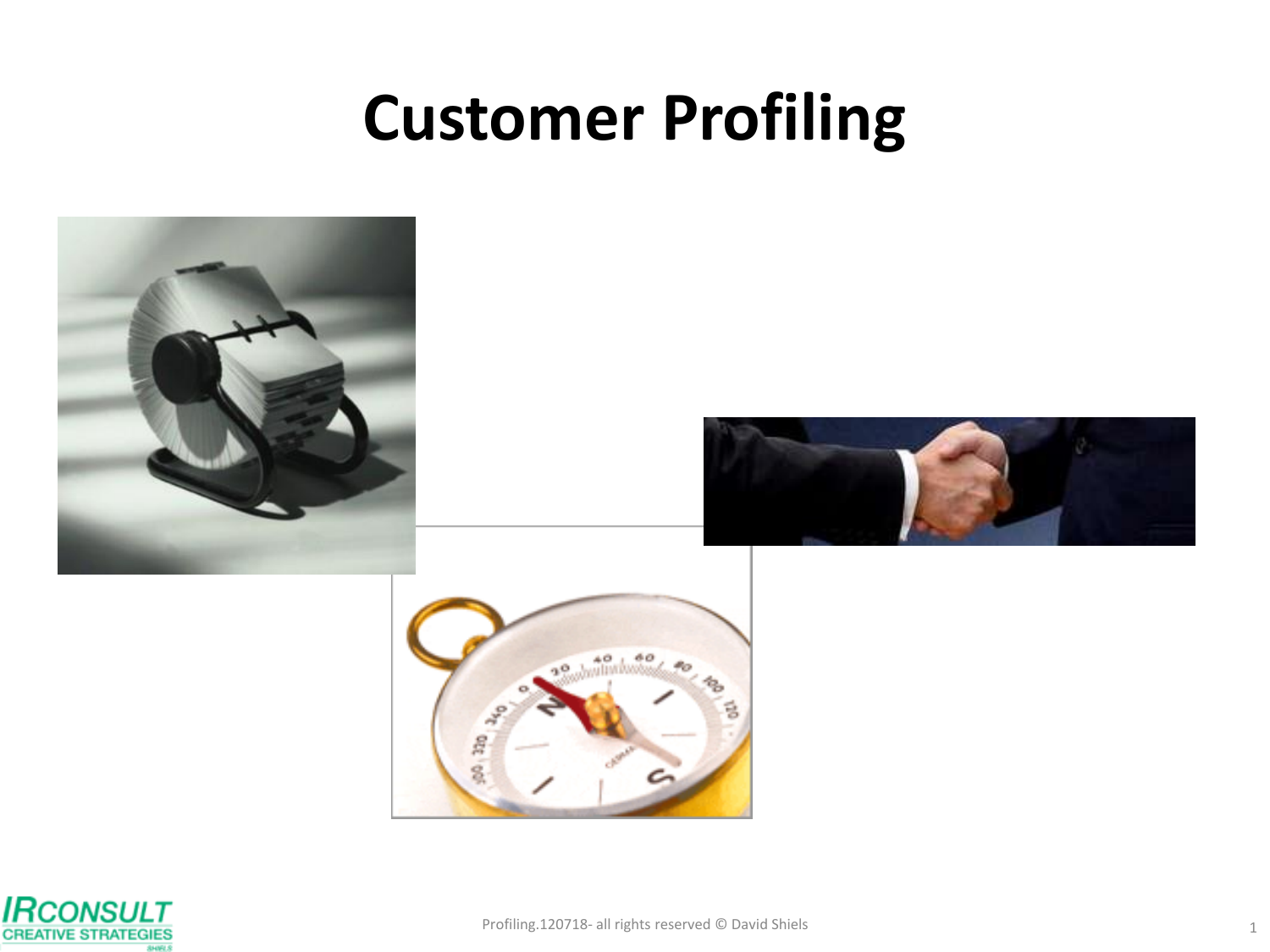# Customer Profiling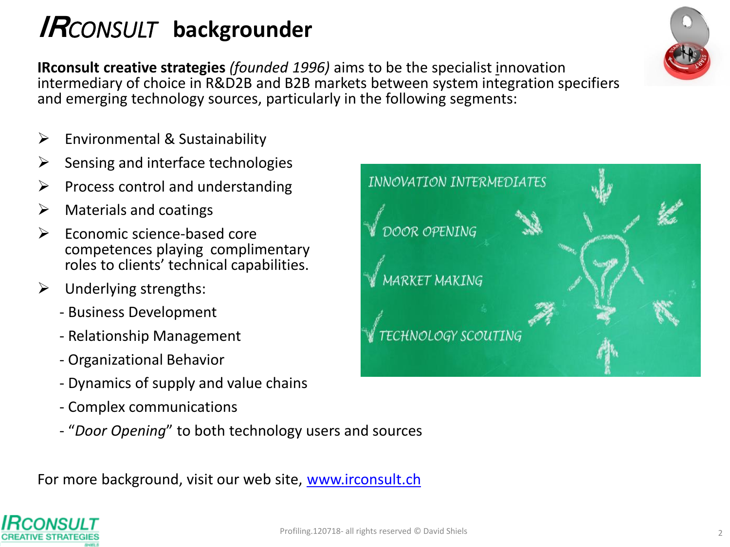# IRCONSULT backgrounder

**IRconsult creative strategies** *(founded 1996)* aims to be the specialist innovation intermediary of choice in R&D2B and B2B markets between system integration specifiers and emerging technology sources, particularly in the following segments:

- Environmental & Sustainability
- Sensing and interface technologies
- Process control and understanding
- Materials and coatings
- Economic science-based core competences playing complimentary roles to clients' technical capabilities.
- Underlying strengths:
  - Business Development
  - Relationship Management
  - Organizational Behavior
  - Dynamics of supply and value chains
  - Complex communications
  - "*Door Opening*" to both technology users and sources

INNOVATION INTERMEDIATES

- DOOR OPENING
- MARKET MAKING
- TECHNOLOGY SCOUTING

For more background, visit our web site, [www.irconsult.ch](http://www.irconsult.ch)

Profiling.120718- all rights reserved © David Shiels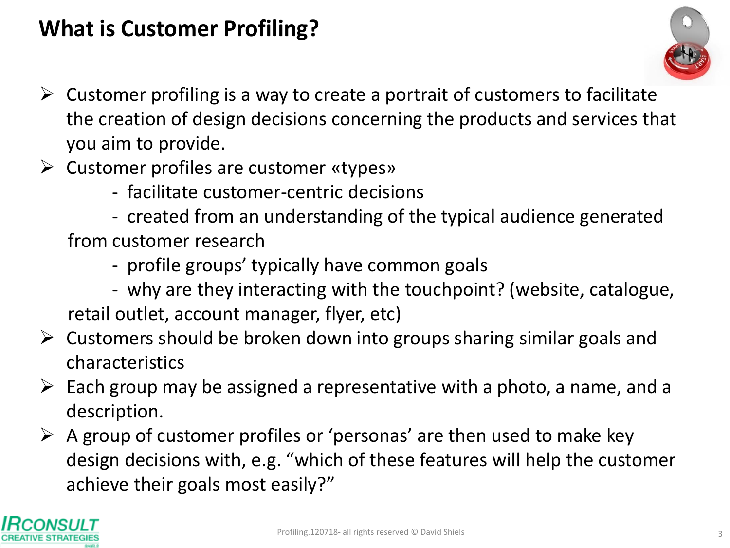# What is Customer Profiling?

- Customer profiling is a way to create a portrait of customers to facilitate the creation of design decisions concerning the products and services that you aim to provide.
- Customer profiles are customer «types»
  - facilitate customer-centric decisions
  - created from an understanding of the typical audience generated from customer research
  - profile groups' typically have common goals
  - why are they interacting with the touchpoint? (website, catalogue, retail outlet, account manager, flyer, etc)
- Customers should be broken down into groups sharing similar goals and characteristics
- Each group may be assigned a representative with a photo, a name, and a description.
- A group of customer profiles or 'personas' are then used to make key design decisions with, e.g. "which of these features will help the customer achieve their goals most easily?"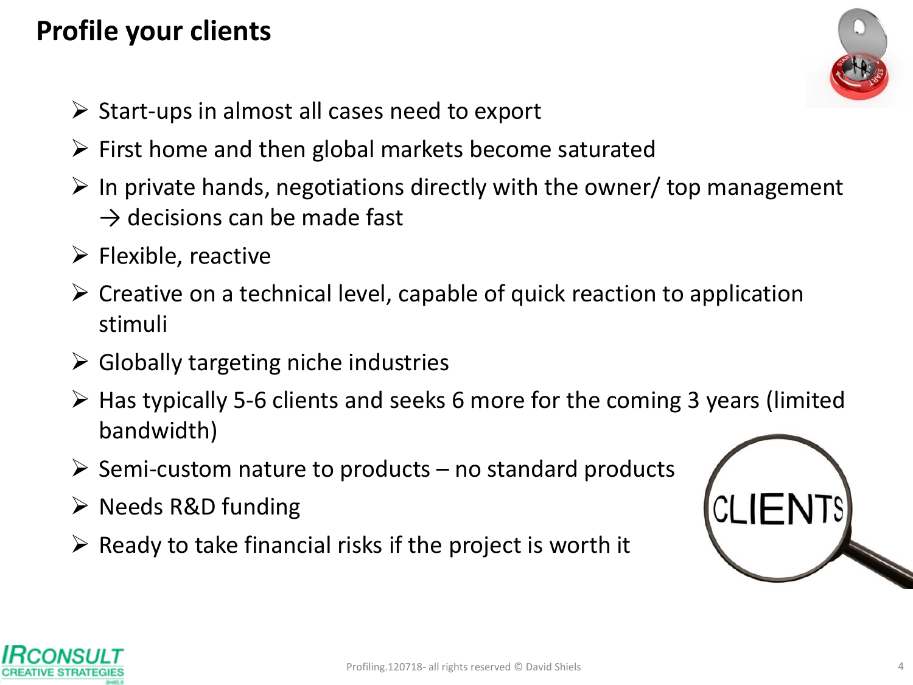## Profile your clients

- Start-ups in almost all cases need to export
- First home and then global markets become saturated
- In private hands, negotiations directly with the owner/ top management → decisions can be made fast
- Flexible, reactive
- Creative on a technical level, capable of quick reaction to application stimuli
- Globally targeting niche industries
- Has typically 5-6 clients and seeks 6 more for the coming 3 years (limited bandwidth)
- Semi-custom nature to products – no standard products
- Needs R&D funding
- Ready to take financial risks if the project is worth it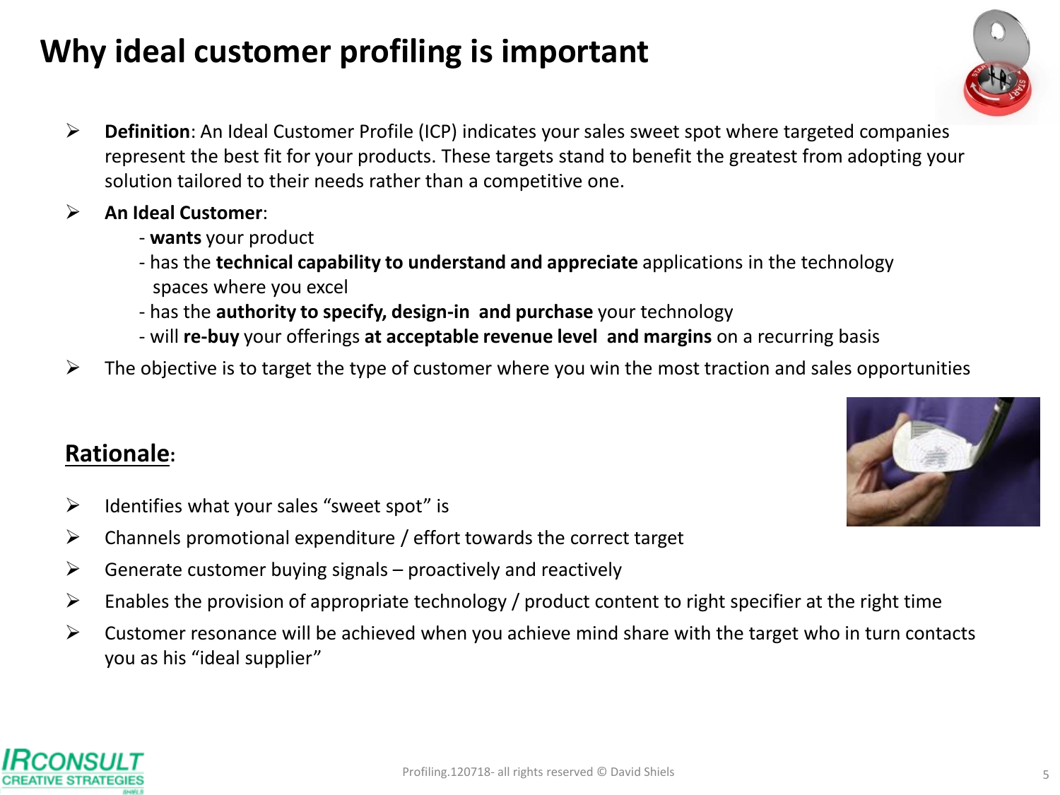# Why ideal customer profiling is important

- **Definition**: An Ideal Customer Profile (ICP) indicates your sales sweet spot where targeted companies represent the best fit for your products. These targets stand to benefit the greatest from adopting your solution tailored to their needs rather than a competitive one.
- **An Ideal Customer**:
  - **wants** your product
  - has the **technical capability to understand and appreciate** applications in the technology spaces where you excel
  - has the **authority to specify, design-in and purchase** your technology
  - will **re-buy** your offerings **at acceptable revenue level and margins** on a recurring basis
- The objective is to target the type of customer where you win the most traction and sales opportunities

## Rationale:

- Identifies what your sales "sweet spot" is
- Channels promotional expenditure / effort towards the correct target
- Generate customer buying signals – proactively and reactively
- Enables the provision of appropriate technology / product content to right specifier at the right time
- Customer resonance will be achieved when you achieve mind share with the target who in turn contacts you as his "ideal supplier"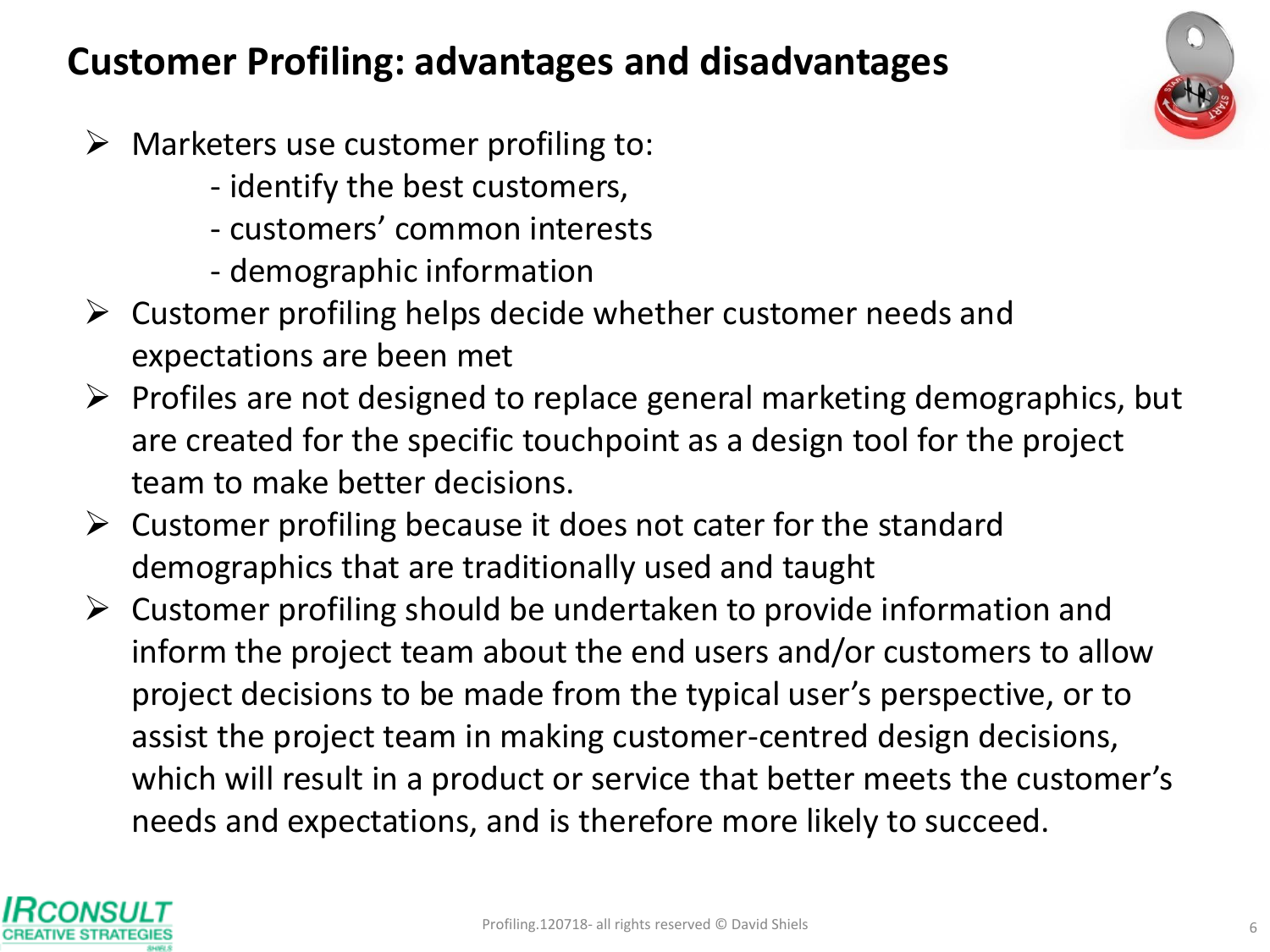# Customer Profiling: advantages and disadvantages

- Marketers use customer profiling to:
  - identify the best customers,
  - customers' common interests
  - demographic information
- Customer profiling helps decide whether customer needs and expectations are been met
- Profiles are not designed to replace general marketing demographics, but are created for the specific touchpoint as a design tool for the project team to make better decisions.
- Customer profiling because it does not cater for the standard demographics that are traditionally used and taught
- Customer profiling should be undertaken to provide information and inform the project team about the end users and/or customers to allow project decisions to be made from the typical user's perspective, or to assist the project team in making customer-centred design decisions, which will result in a product or service that better meets the customer's needs and expectations, and is therefore more likely to succeed.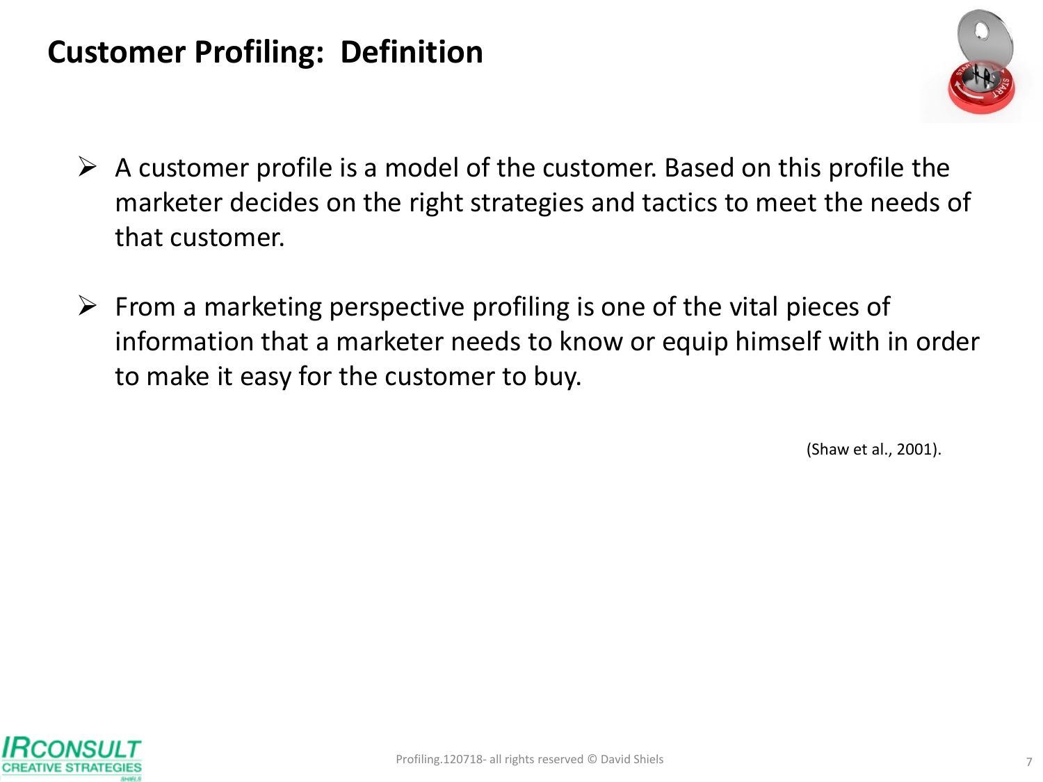# Customer Profiling: Definition

- A customer profile is a model of the customer. Based on this profile the marketer decides on the right strategies and tactics to meet the needs of that customer.
- From a marketing perspective profiling is one of the vital pieces of information that a marketer needs to know or equip himself with in order to make it easy for the customer to buy.

(Shaw et al., 2001).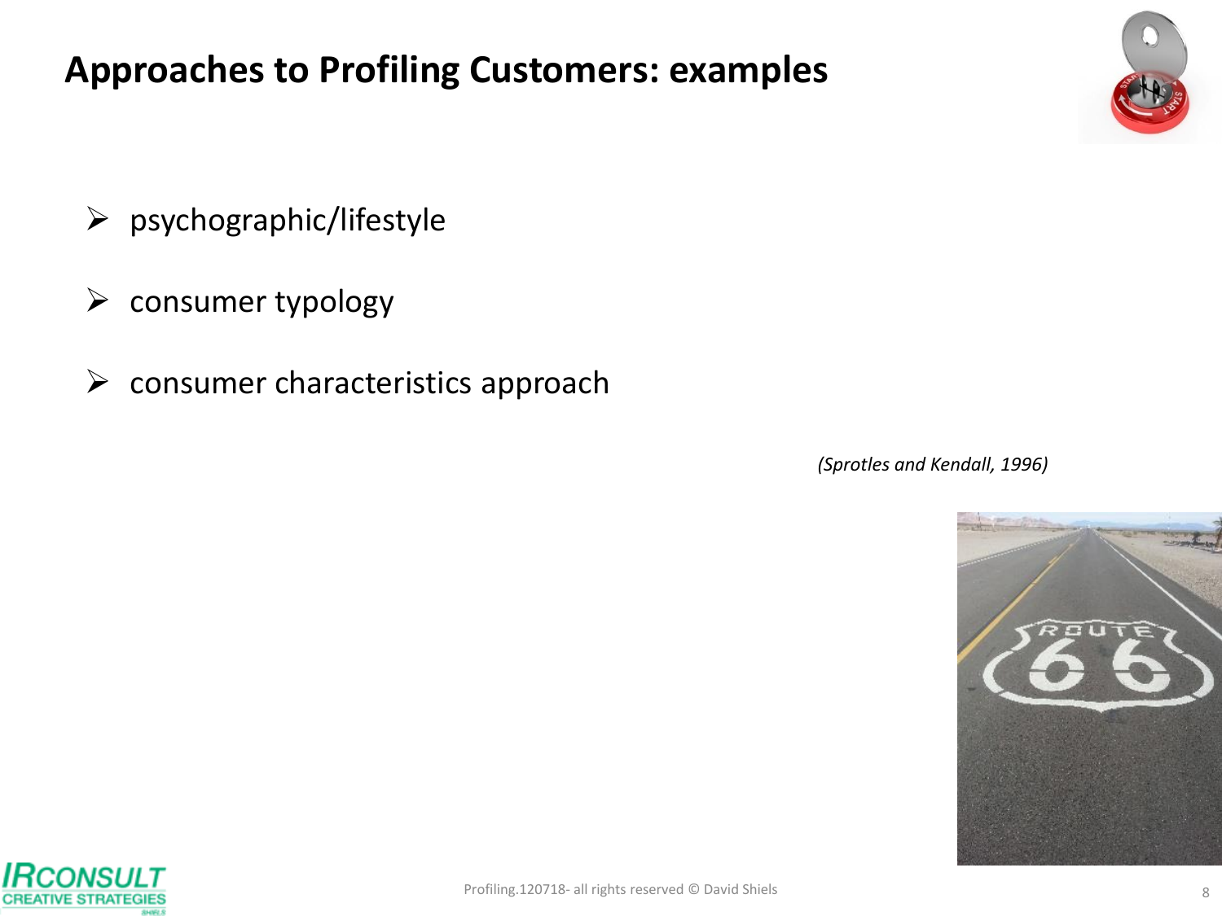# Approaches to Profiling Customers: examples

- psychographic/lifestyle
- consumer typology
- consumer characteristics approach

*(Sprotles and Kendall, 1996)*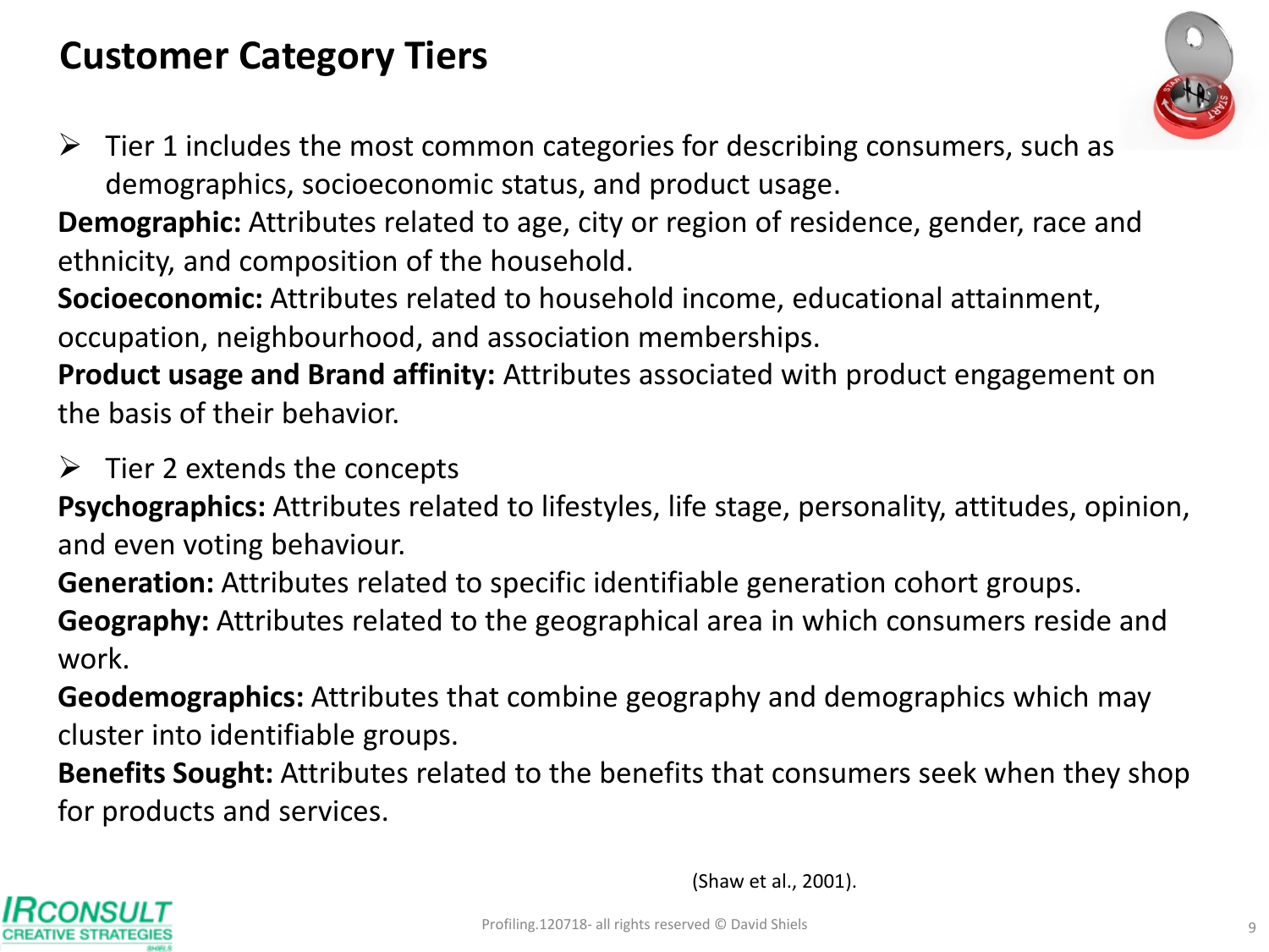# Customer Category Tiers

- Tier 1 includes the most common categories for describing consumers, such as demographics, socioeconomic status, and product usage.

**Demographic:** Attributes related to age, city or region of residence, gender, race and ethnicity, and composition of the household.

**Socioeconomic:** Attributes related to household income, educational attainment, occupation, neighbourhood, and association memberships.

**Product usage and Brand affinity:** Attributes associated with product engagement on the basis of their behavior.

- Tier 2 extends the concepts

**Psychographics:** Attributes related to lifestyles, life stage, personality, attitudes, opinion, and even voting behaviour.

**Generation:** Attributes related to specific identifiable generation cohort groups.

**Geography:** Attributes related to the geographical area in which consumers reside and work.

**Geodemographics:** Attributes that combine geography and demographics which may cluster into identifiable groups.

**Benefits Sought:** Attributes related to the benefits that consumers seek when they shop for products and services.

(Shaw et al., 2001).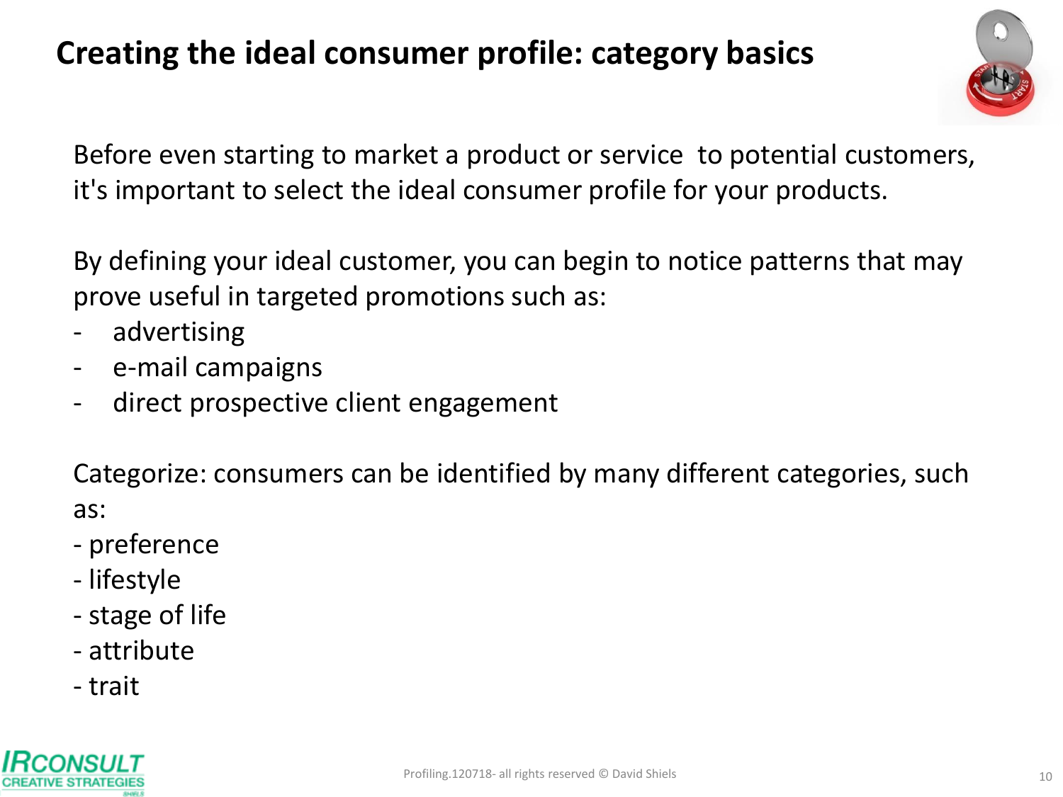# Creating the ideal consumer profile: category basics

Before even starting to market a product or service  to potential customers, it's important to select the ideal consumer profile for your products.

By defining your ideal customer, you can begin to notice patterns that may prove useful in targeted promotions such as:

- advertising
- e-mail campaigns
- direct prospective client engagement

Categorize: consumers can be identified by many different categories, such as:

- preference
- lifestyle
- stage of life
- attribute
- trait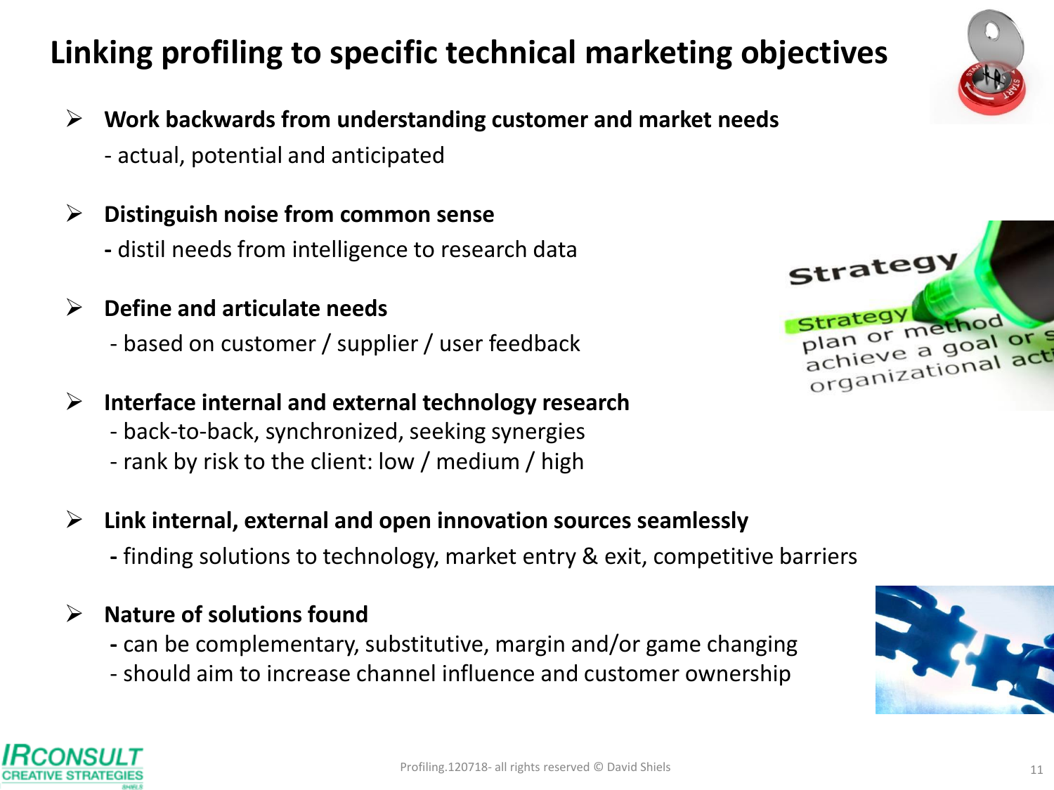# Linking profiling to specific technical marketing objectives

- **Work backwards from understanding customer and market needs**
  - actual, potential and anticipated
- **Distinguish noise from common sense**
  - distil needs from intelligence to research data
- **Define and articulate needs**
  - based on customer / supplier / user feedback
- **Interface internal and external technology research**
  - back-to-back, synchronized, seeking synergies
  - rank by risk to the client: low / medium / high
- **Link internal, external and open innovation sources seamlessly**
  - finding solutions to technology, market entry & exit, competitive barriers
- **Nature of solutions found**
  - can be complementary, substitutive, margin and/or game changing
  - should aim to increase channel influence and customer ownership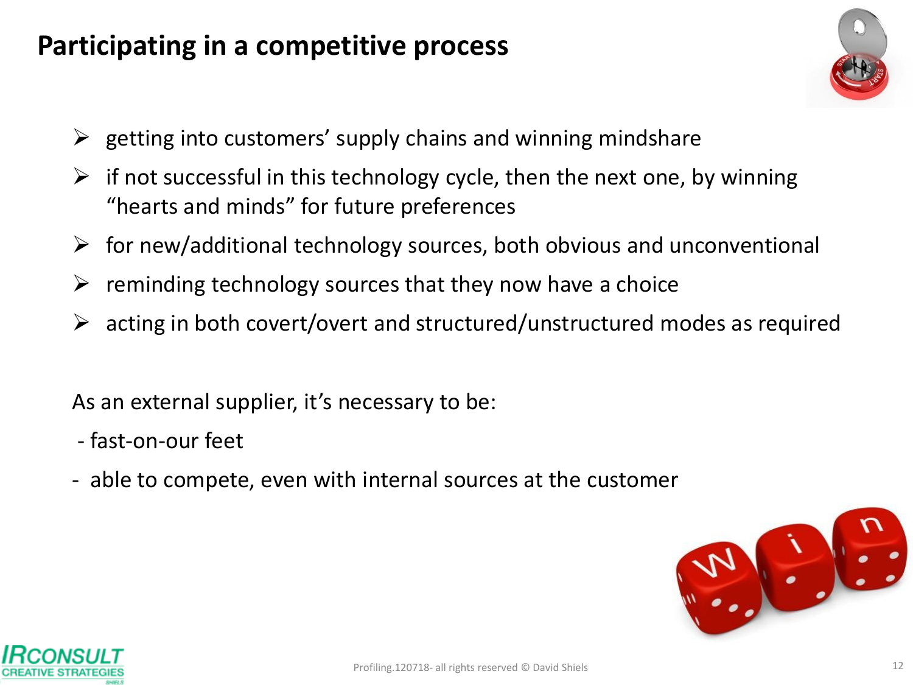# Participating in a competitive process

- getting into customers' supply chains and winning mindshare
- if not successful in this technology cycle, then the next one, by winning "hearts and minds" for future preferences
- for new/additional technology sources, both obvious and unconventional
- reminding technology sources that they now have a choice
- acting in both covert/overt and structured/unstructured modes as required

As an external supplier, it's necessary to be:

- fast-on-our feet
- able to compete, even with internal sources at the customer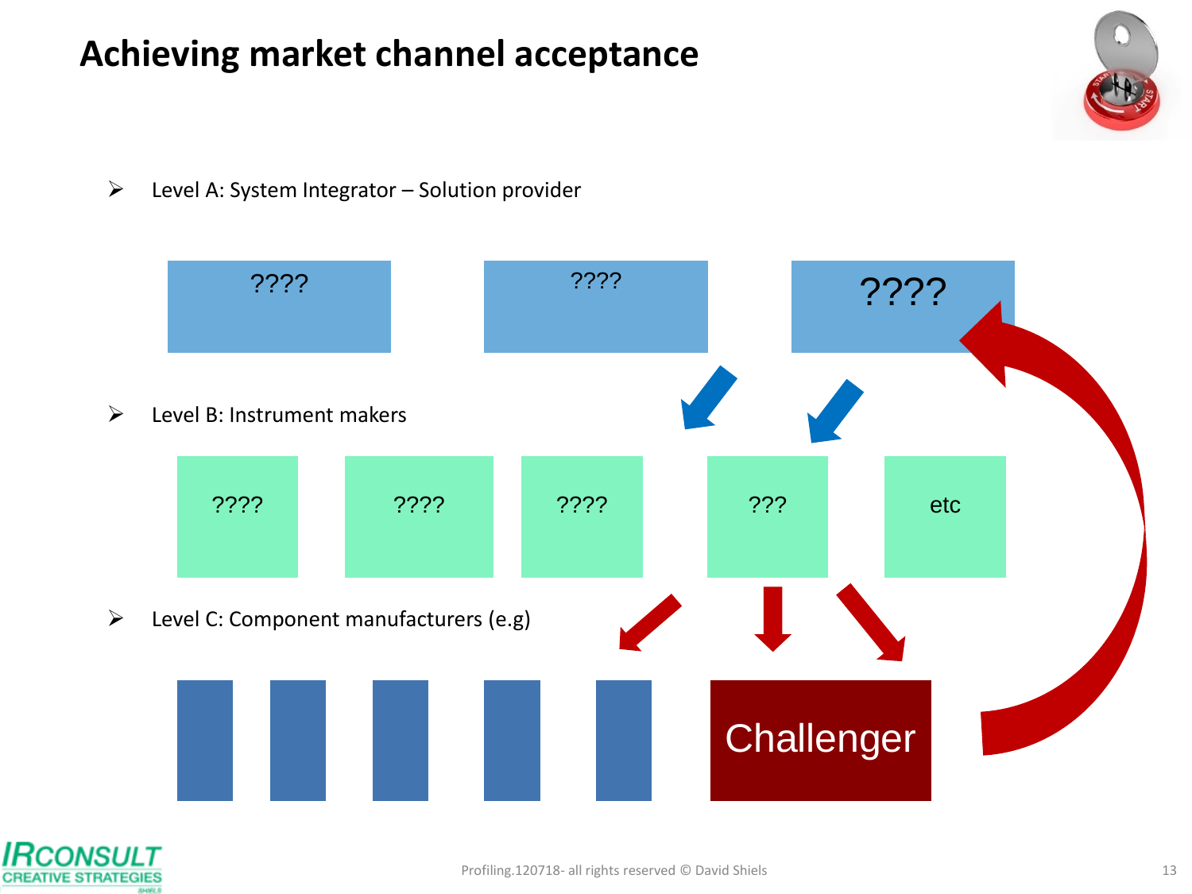# Achieving market channel acceptance

- Level A: System Integrator – Solution provider

????    ????    ????

- Level B: Instrument makers

????    ????    ????    ???    etc

- Level C: Component manufacturers (e.g)

Challenger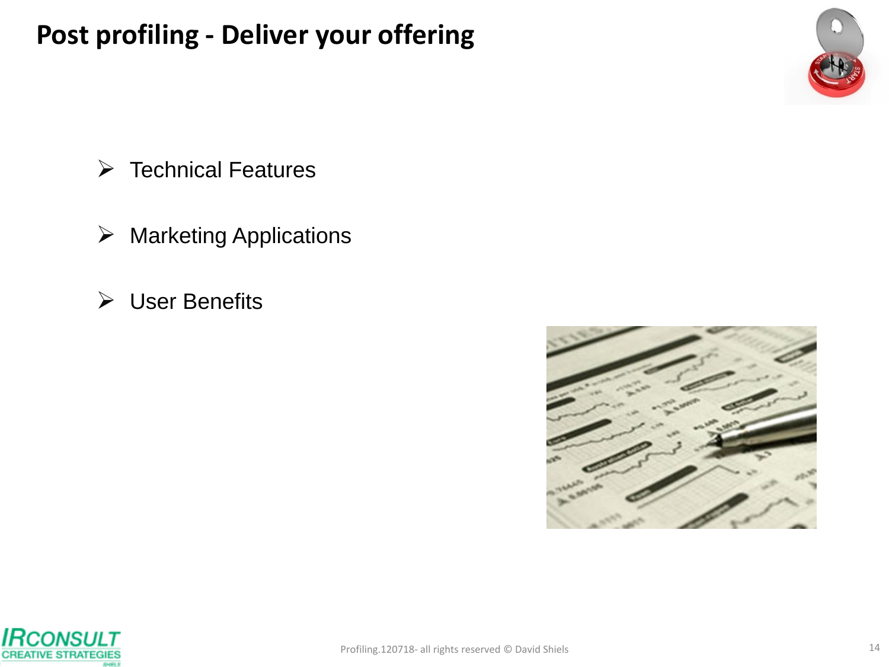# Post profiling - Deliver your offering

- Technical Features
- Marketing Applications
- User Benefits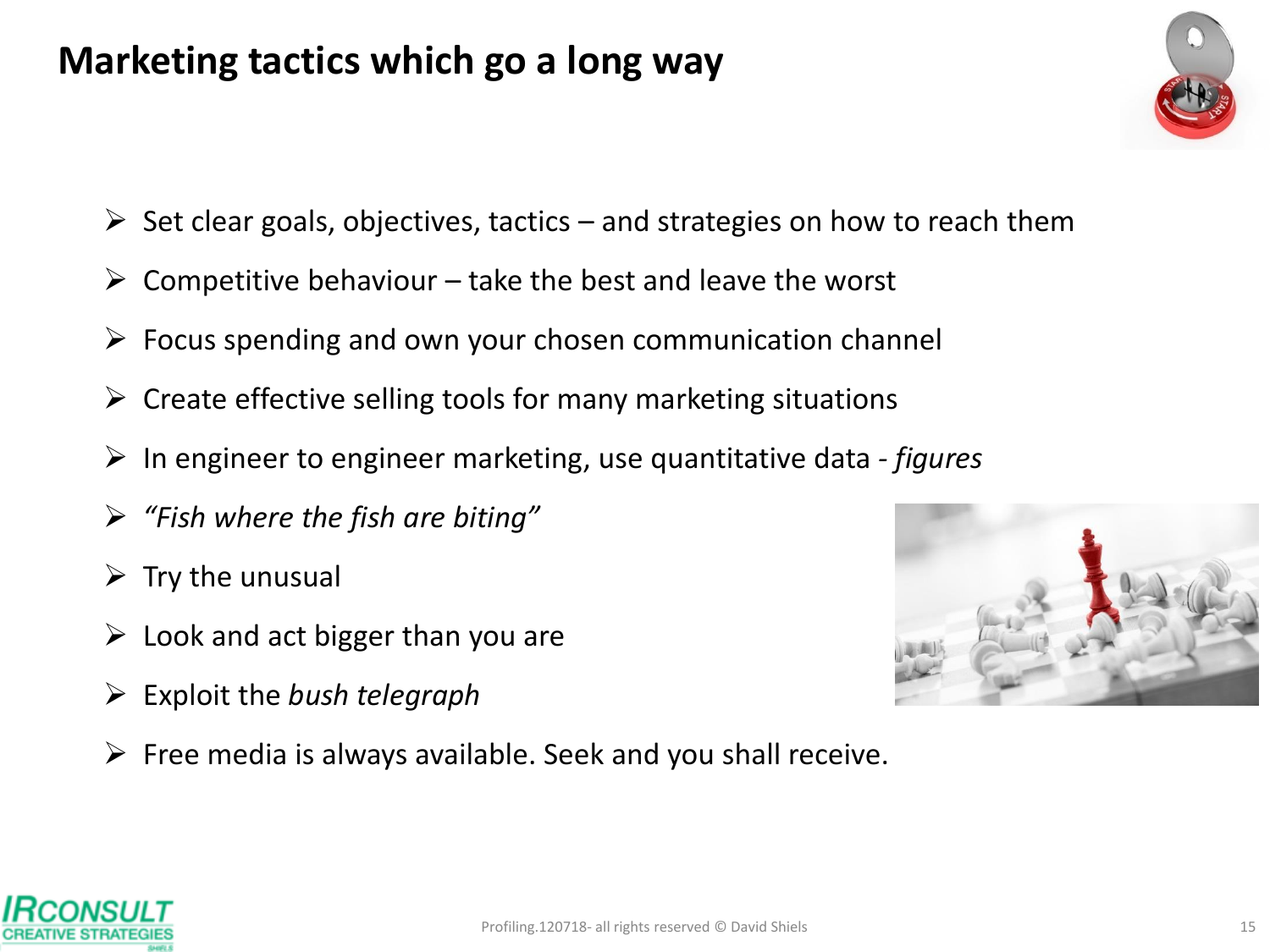# Marketing tactics which go a long way

- Set clear goals, objectives, tactics – and strategies on how to reach them
- Competitive behaviour – take the best and leave the worst
- Focus spending and own your chosen communication channel
- Create effective selling tools for many marketing situations
- In engineer to engineer marketing, use quantitative data - *figures*
- *"Fish where the fish are biting"*
- Try the unusual
- Look and act bigger than you are
- Exploit the *bush telegraph*
- Free media is always available. Seek and you shall receive.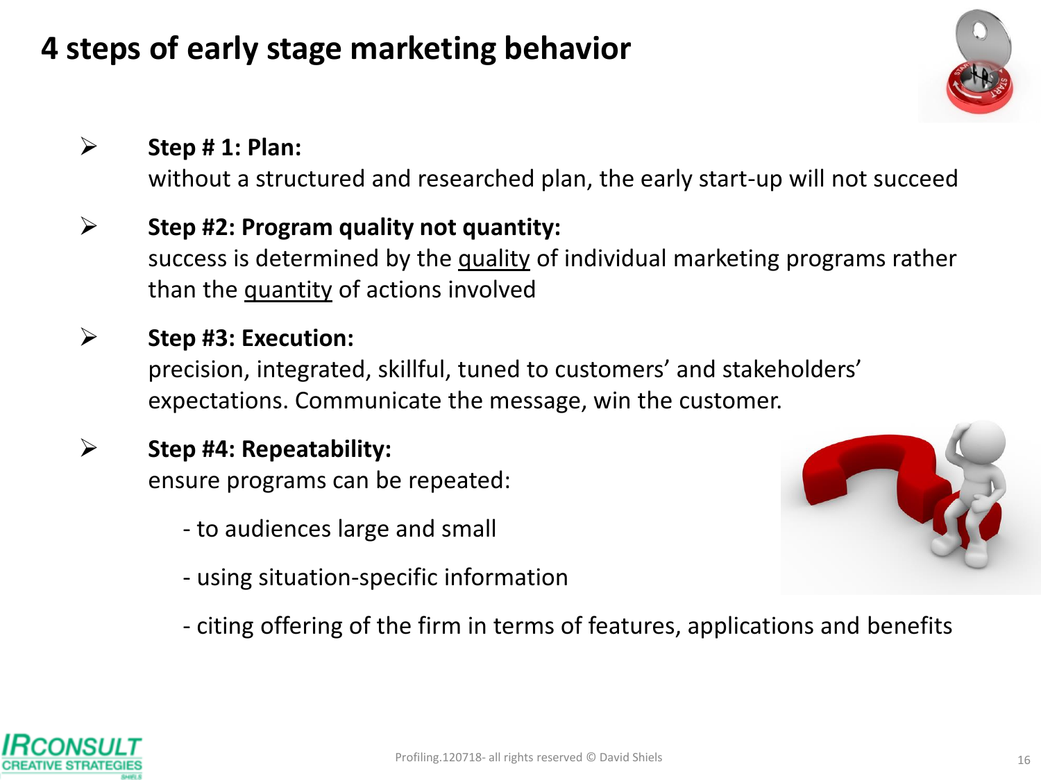# 4 steps of early stage marketing behavior

- **Step # 1: Plan:**
  without a structured and researched plan, the early start-up will not succeed

- **Step #2: Program quality not quantity:**
  success is determined by the <u>quality</u> of individual marketing programs rather than the <u>quantity</u> of actions involved

- **Step #3: Execution:**
  precision, integrated, skillful, tuned to customers' and stakeholders' expectations. Communicate the message, win the customer.

- **Step #4: Repeatability:**
  ensure programs can be repeated:

  - to audiences large and small
  - using situation-specific information
  - citing offering of the firm in terms of features, applications and benefits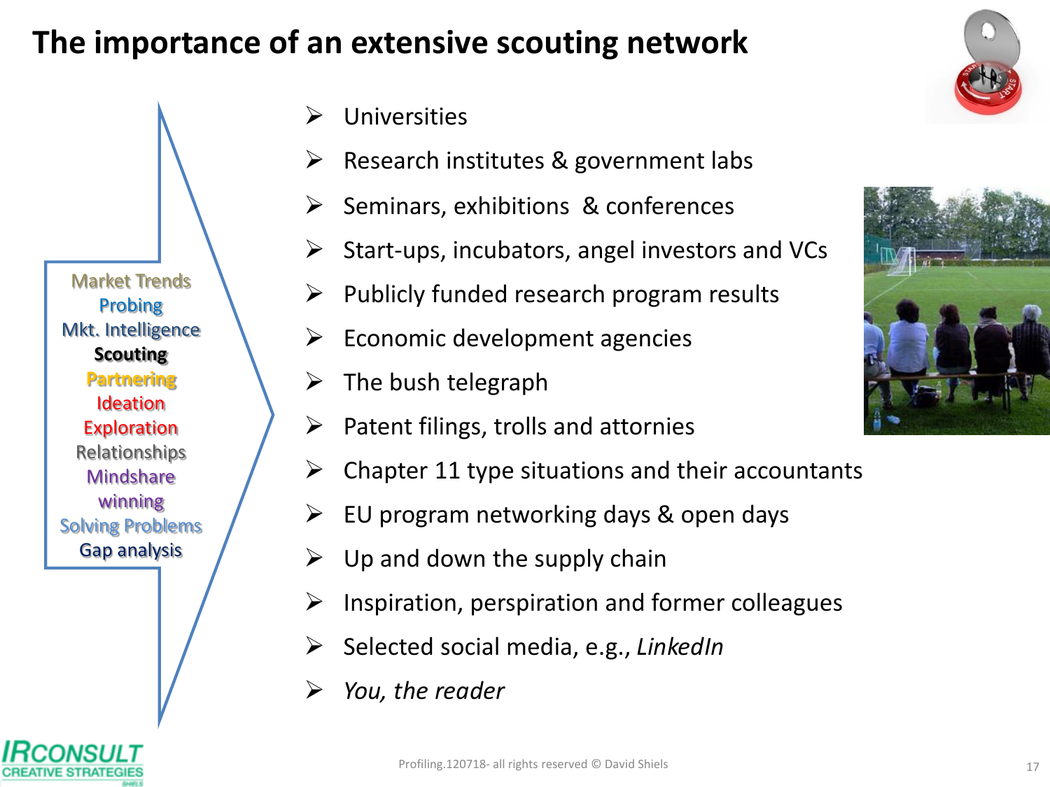# The importance of an extensive scouting network

Market Trends
Probing
Mkt. Intelligence
**Scouting**
Partnering
Ideation
Exploration
Relationships
Mindshare
winning
Solving Problems
Gap analysis

- Universities
- Research institutes & government labs
- Seminars, exhibitions & conferences
- Start-ups, incubators, angel investors and VCs
- Publicly funded research program results
- Economic development agencies
- The bush telegraph
- Patent filings, trolls and attornies
- Chapter 11 type situations and their accountants
- EU program networking days & open days
- Up and down the supply chain
- Inspiration, perspiration and former colleagues
- Selected social media, e.g., *LinkedIn*
- *You, the reader*

IRCONSULT CREATIVE STRATEGIES

Profiling.120718- all rights reserved © David Shiels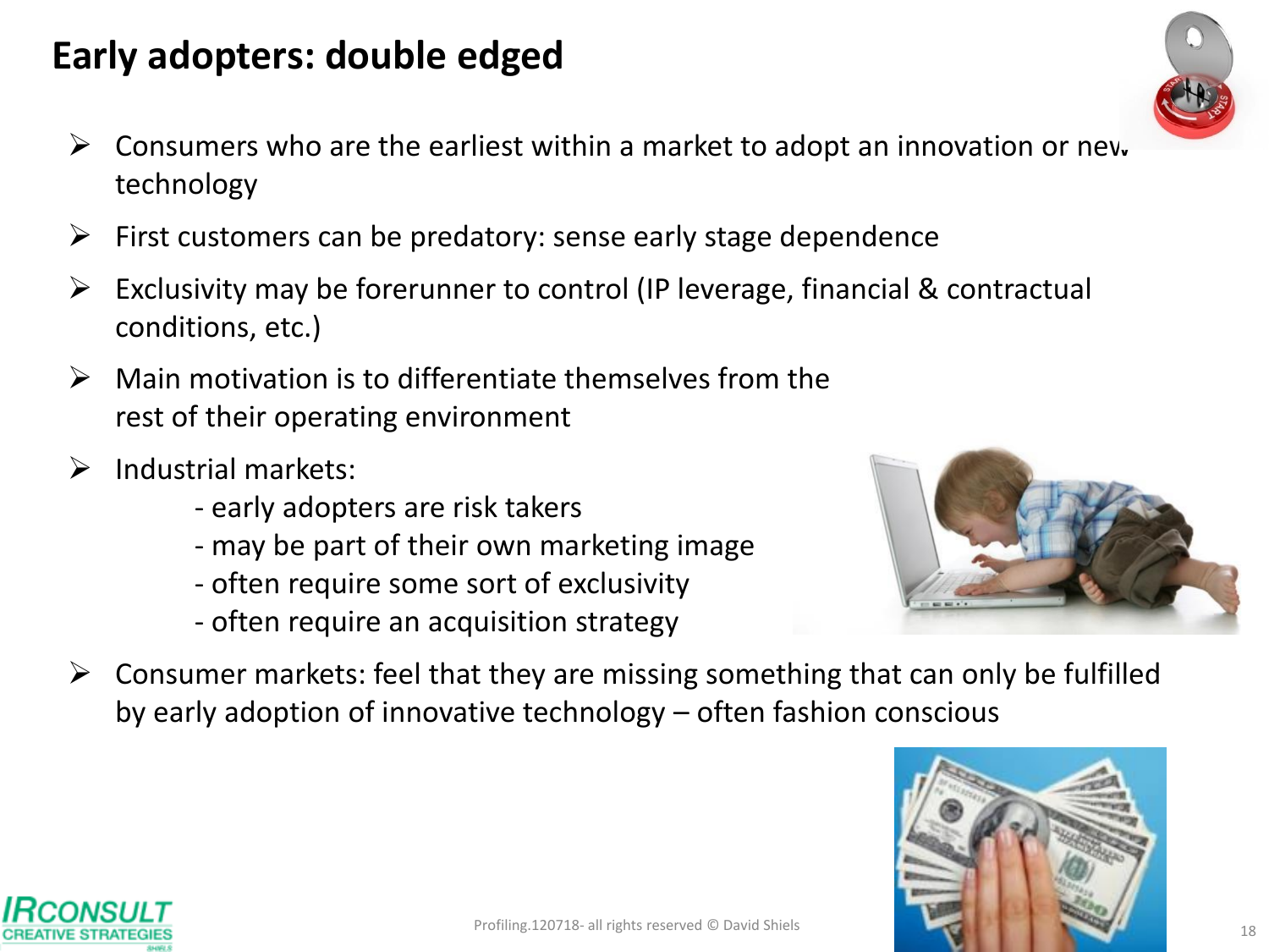# Early adopters: double edged

- Consumers who are the earliest within a market to adopt an innovation or new technology
- First customers can be predatory: sense early stage dependence
- Exclusivity may be forerunner to control (IP leverage, financial & contractual conditions, etc.)
- Main motivation is to differentiate themselves from the rest of their operating environment
- Industrial markets:
  - early adopters are risk takers
  - may be part of their own marketing image
  - often require some sort of exclusivity
  - often require an acquisition strategy
- Consumer markets: feel that they are missing something that can only be fulfilled by early adoption of innovative technology – often fashion conscious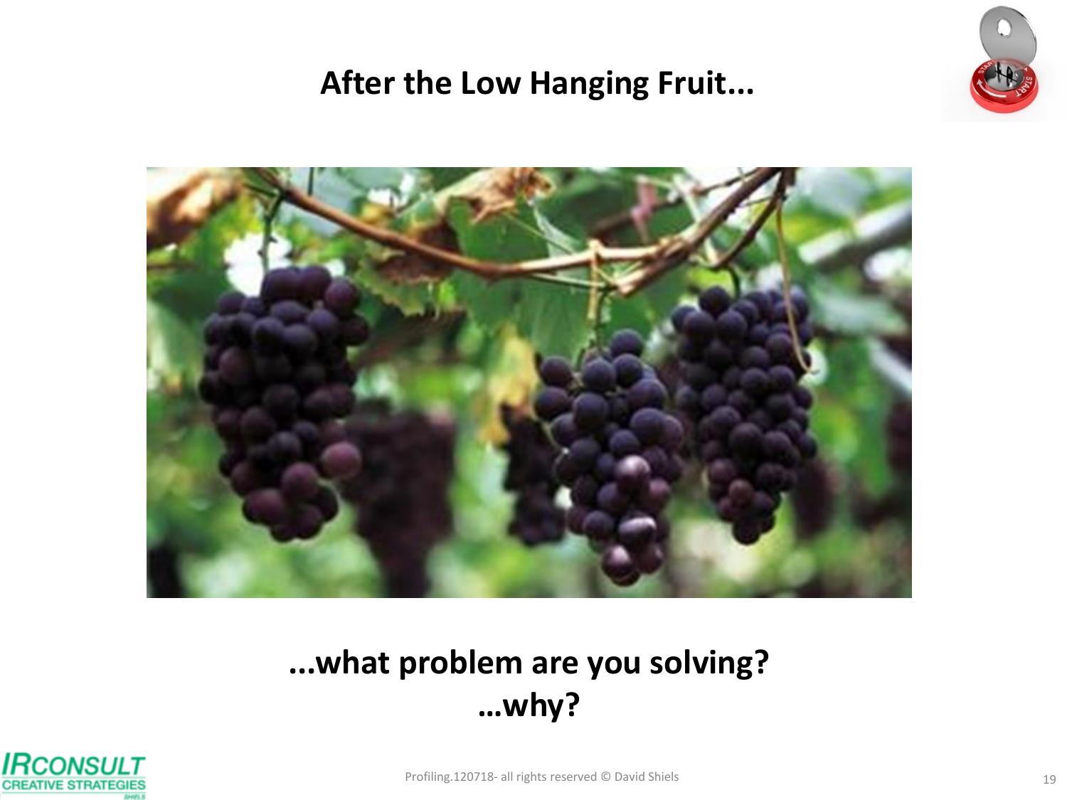# After the Low Hanging Fruit...

**...what problem are you solving?**
**…why?**